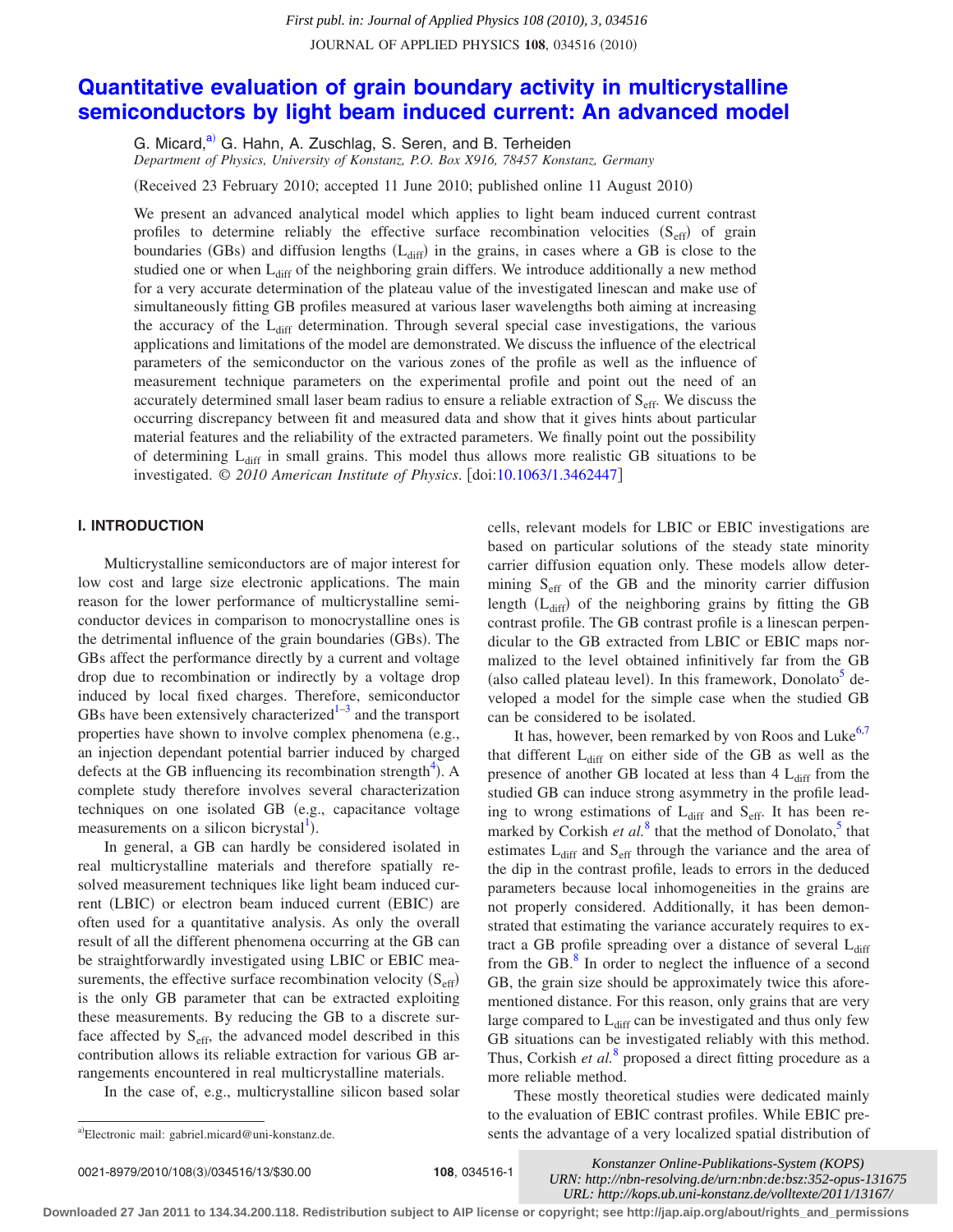# Quantitative evaluation of grain boundary activity in multicrystalline semiconductors by light beam induced current: An advanced model

G. Micard,[a] G. Hahn, A. Zuschlag, S. Seren, and B. Terheiden

*Department of Physics, University of Konstanz, P.O. Box X916, 78457 Konstanz, Germany*

(Received 23 February 2010; accepted 11 June 2010; published online 11 August 2010)

We present an advanced analytical model which applies to light beam induced current contrast profiles to determine reliably the effective surface recombination velocities ($S_{eff}$) of grain boundaries (GBs) and diffusion lengths ($L_{diff}$) in the grains, in cases where a GB is close to the studied one or when $L_{diff}$ of the neighboring grain differs. We introduce additionally a new method for a very accurate determination of the plateau value of the investigated linescan and make use of simultaneously fitting GB profiles measured at various laser wavelengths both aiming at increasing the accuracy of the $L_{diff}$ determination. Through several special case investigations, the various applications and limitations of the model are demonstrated. We discuss the influence of the electrical parameters of the semiconductor on the various zones of the profile as well as the influence of measurement technique parameters on the experimental profile and point out the need of an accurately determined small laser beam radius to ensure a reliable extraction of $S_{eff}$. We discuss the occurring discrepancy between fit and measured data and show that it gives hints about particular material features and the reliability of the extracted parameters. We finally point out the possibility of determining $L_{diff}$ in small grains. This model thus allows more realistic GB situations to be investigated. © *2010 American Institute of Physics*. [doi:10.1063/1.3462447]

## I. INTRODUCTION

Multicrystalline semiconductors are of major interest for low cost and large size electronic applications. The main reason for the lower performance of multicrystalline semiconductor devices in comparison to monocrystalline ones is the detrimental influence of the grain boundaries (GBs). The GBs affect the performance directly by a current and voltage drop due to recombination or indirectly by a voltage drop induced by local fixed charges. Therefore, semiconductor GBs have been extensively characterized[1–3] and the transport properties have shown to involve complex phenomena (e.g., an injection dependant potential barrier induced by charged defects at the GB influencing its recombination strength[4]). A complete study therefore involves several characterization techniques on one isolated GB (e.g., capacitance voltage measurements on a silicon bicrystal[1]).

In general, a GB can hardly be considered isolated in real multicrystalline materials and therefore spatially resolved measurement techniques like light beam induced current (LBIC) or electron beam induced current (EBIC) are often used for a quantitative analysis. As only the overall result of all the different phenomena occurring at the GB can be straightforwardly investigated using LBIC or EBIC measurements, the effective surface recombination velocity ($S_{eff}$) is the only GB parameter that can be extracted exploiting these measurements. By reducing the GB to a discrete surface affected by $S_{eff}$, the advanced model described in this contribution allows its reliable extraction for various GB arrangements encountered in real multicrystalline materials.

In the case of, e.g., multicrystalline silicon based solar cells, relevant models for LBIC or EBIC investigations are based on particular solutions of the steady state minority carrier diffusion equation only. These models allow determining $S_{eff}$ of the GB and the minority carrier diffusion length ($L_{diff}$) of the neighboring grains by fitting the GB contrast profile. The GB contrast profile is a linescan perpendicular to the GB extracted from LBIC or EBIC maps normalized to the level obtained infinitively far from the GB (also called plateau level). In this framework, Donolato[5] developed a model for the simple case when the studied GB can be considered to be isolated.

It has, however, been remarked by von Roos and Luke[6,7] that different $L_{diff}$ on either side of the GB as well as the presence of another GB located at less than 4 $L_{diff}$ from the studied GB can induce strong asymmetry in the profile leading to wrong estimations of $L_{diff}$ and $S_{eff}$. It has been remarked by Corkish *et al.*[8] that the method of Donolato,[5] that estimates $L_{diff}$ and $S_{eff}$ through the variance and the area of the dip in the contrast profile, leads to errors in the deduced parameters because local inhomogeneities in the grains are not properly considered. Additionally, it has been demonstrated that estimating the variance accurately requires to extract a GB profile spreading over a distance of several $L_{diff}$ from the GB.[8] In order to neglect the influence of a second GB, the grain size should be approximately twice this aforementioned distance. For this reason, only grains that are very large compared to $L_{diff}$ can be investigated and thus only few GB situations can be investigated reliably with this method. Thus, Corkish *et al.*[8] proposed a direct fitting procedure as a more reliable method.

These mostly theoretical studies were dedicated mainly to the evaluation of EBIC contrast profiles. While EBIC presents the advantage of a very localized spatial distribution of

[a]Electronic mail: gabriel.micard@uni-konstanz.de.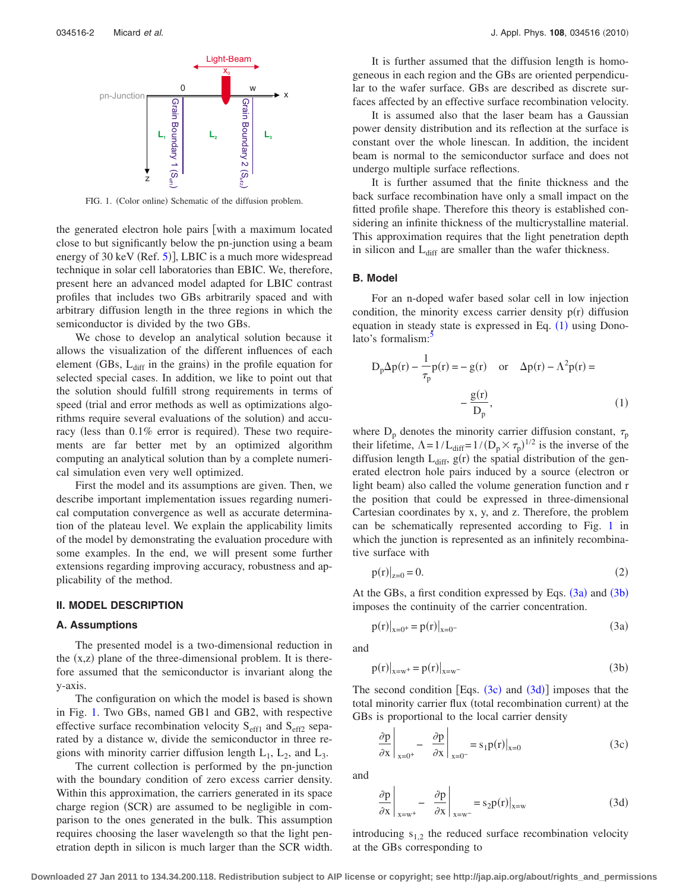FIG. 1. (Color online) Schematic of the diffusion problem.

the generated electron hole pairs [with a maximum located close to but significantly below the pn-junction using a beam energy of 30 keV (Ref. 5)], LBIC is a much more widespread technique in solar cell laboratories than EBIC. We, therefore, present here an advanced model adapted for LBIC contrast profiles that includes two GBs arbitrarily spaced and with arbitrary diffusion length in the three regions in which the semiconductor is divided by the two GBs.

We chose to develop an analytical solution because it allows the visualization of the different influences of each element (GBs, $L_{diff}$ in the grains) in the profile equation for selected special cases. In addition, we like to point out that the solution should fulfill strong requirements in terms of speed (trial and error methods as well as optimizations algorithms require several evaluations of the solution) and accuracy (less than 0.1% error is required). These two requirements are far better met by an optimized algorithm computing an analytical solution than by a complete numerical simulation even very well optimized.

First the model and its assumptions are given. Then, we describe important implementation issues regarding numerical computation convergence as well as accurate determination of the plateau level. We explain the applicability limits of the model by demonstrating the evaluation procedure with some examples. In the end, we will present some further extensions regarding improving accuracy, robustness and applicability of the method.

## II. MODEL DESCRIPTION

### A. Assumptions

The presented model is a two-dimensional reduction in the (x,z) plane of the three-dimensional problem. It is therefore assumed that the semiconductor is invariant along the y-axis.

The configuration on which the model is based is shown in Fig. 1. Two GBs, named GB1 and GB2, with respective effective surface recombination velocity $S_{eff1}$ and $S_{eff2}$ separated by a distance w, divide the semiconductor in three regions with minority carrier diffusion length $L_1$, $L_2$, and $L_3$.

The current collection is performed by the pn-junction with the boundary condition of zero excess carrier density. Within this approximation, the carriers generated in its space charge region (SCR) are assumed to be negligible in comparison to the ones generated in the bulk. This assumption requires choosing the laser wavelength so that the light penetration depth in silicon is much larger than the SCR width.

It is further assumed that the diffusion length is homogeneous in each region and the GBs are oriented perpendicular to the wafer surface. GBs are described as discrete surfaces affected by an effective surface recombination velocity.

It is assumed also that the laser beam has a Gaussian power density distribution and its reflection at the surface is constant over the whole linescan. In addition, the incident beam is normal to the semiconductor surface and does not undergo multiple surface reflections.

It is further assumed that the finite thickness and the back surface recombination have only a small impact on the fitted profile shape. Therefore this theory is established considering an infinite thickness of the multicrystalline material. This approximation requires that the light penetration depth in silicon and $L_{diff}$ are smaller than the wafer thickness.

### B. Model

For an n-doped wafer based solar cell in low injection condition, the minority excess carrier density p(r) diffusion equation in steady state is expressed in Eq. (1) using Donolato's formalism:[5]

$$D_p \Delta p(r) - \frac{1}{\tau_p} p(r) = -g(r) \quad \text{or} \quad \Delta p(r) - \Lambda^2 p(r) = -\frac{g(r)}{D_p}, \tag{1}$$

where $D_p$ denotes the minority carrier diffusion constant, $\tau_p$ their lifetime, $\Lambda = 1/L_{diff} = 1/(D_p \times \tau_p)^{1/2}$ is the inverse of the diffusion length $L_{diff}$, g(r) the spatial distribution of the generated electron hole pairs induced by a source (electron or light beam) also called the volume generation function and r the position that could be expressed in three-dimensional Cartesian coordinates by x, y, and z. Therefore, the problem can be schematically represented according to Fig. 1 in which the junction is represented as an infinitely recombinative surface with

$$p(r)|_{z=0} = 0. \tag{2}$$

At the GBs, a first condition expressed by Eqs. (3a) and (3b) imposes the continuity of the carrier concentration.

$$p(r)|_{x=0^+} = p(r)|_{x=0^-} \tag{3a}$$

and

$$p(r)|_{x=w^+} = p(r)|_{x=w^-} \tag{3b}$$

The second condition [Eqs. (3c) and (3d)] imposes that the total minority carrier flux (total recombination current) at the GBs is proportional to the local carrier density

$$\left.\frac{\partial p}{\partial x}\right|_{x=0^+} - \left.\frac{\partial p}{\partial x}\right|_{x=0^-} = s_1 p(r)|_{x=0} \tag{3c}$$

and

$$\left.\frac{\partial p}{\partial x}\right|_{x=w^+} - \left.\frac{\partial p}{\partial x}\right|_{x=w^-} = s_2 p(r)|_{x=w} \tag{3d}$$

introducing $s_{1,2}$ the reduced surface recombination velocity at the GBs corresponding to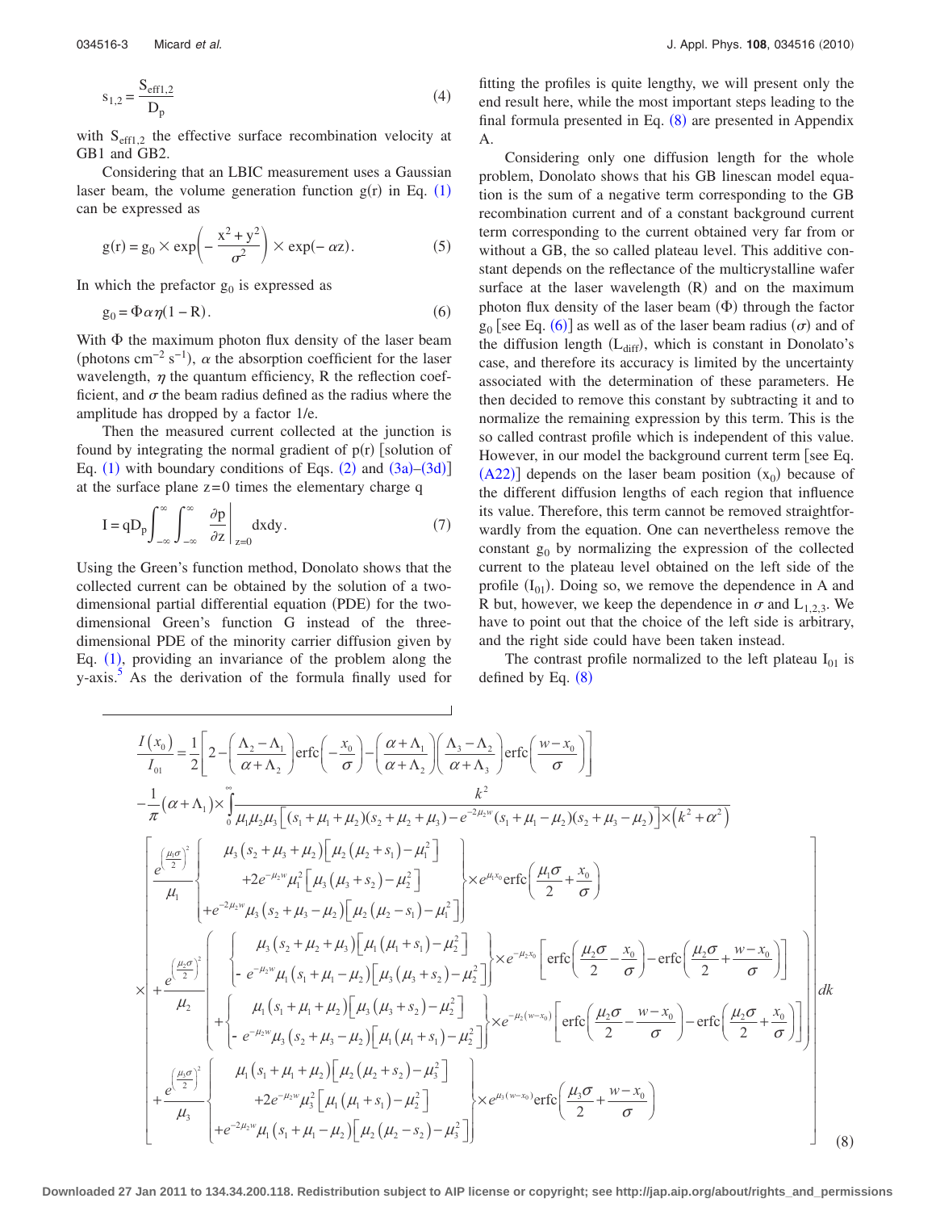$$s_{1,2} = \frac{S_{\mathrm{eff}1,2}}{D_p} \tag{4}$$

with $S_{\mathrm{eff}1,2}$ the effective surface recombination velocity at GB1 and GB2.

Considering that an LBIC measurement uses a Gaussian laser beam, the volume generation function g(r) in Eq. (1) can be expressed as

$$g(r) = g_0 \times \exp\left(-\frac{x^2+y^2}{\sigma^2}\right) \times \exp(-\alpha z). \tag{5}$$

In which the prefactor $g_0$ is expressed as

$$g_0 = \Phi\alpha\eta(1-R). \tag{6}$$

With $\Phi$ the maximum photon flux density of the laser beam (photons $\mathrm{cm}^{-2}\,\mathrm{s}^{-1}$), $\alpha$ the absorption coefficient for the laser wavelength, $\eta$ the quantum efficiency, R the reflection coefficient, and $\sigma$ the beam radius defined as the radius where the amplitude has dropped by a factor 1/e.

Then the measured current collected at the junction is found by integrating the normal gradient of p(r) [solution of Eq. (1) with boundary conditions of Eqs. (2) and (3a)–(3d)] at the surface plane z=0 times the elementary charge q

$$I = qD_p\int_{-\infty}^{\infty}\int_{-\infty}^{\infty}\left.\frac{\partial p}{\partial z}\right|_{z=0}dxdy. \tag{7}$$

Using the Green's function method, Donolato shows that the collected current can be obtained by the solution of a two-dimensional partial differential equation (PDE) for the two-dimensional Green's function G instead of the three-dimensional PDE of the minority carrier diffusion given by Eq. (1), providing an invariance of the problem along the y-axis.[5] As the derivation of the formula finally used for fitting the profiles is quite lengthy, we will present only the end result here, while the most important steps leading to the final formula presented in Eq. (8) are presented in Appendix A.

Considering only one diffusion length for the whole problem, Donolato shows that his GB linescan model equation is the sum of a negative term corresponding to the GB recombination current and of a constant background current term corresponding to the current obtained very far from or without a GB, the so called plateau level. This additive constant depends on the reflectance of the multicrystalline wafer surface at the laser wavelength (R) and on the maximum photon flux density of the laser beam ($\Phi$) through the factor $g_0$ [see Eq. (6)] as well as of the laser beam radius ($\sigma$) and of the diffusion length ($L_{\mathrm{diff}}$), which is constant in Donolato's case, and therefore its accuracy is limited by the uncertainty associated with the determination of these parameters. He then decided to remove this constant by subtracting it and to normalize the remaining expression by this term. This is the so called contrast profile which is independent of this value. However, in our model the background current term [see Eq. (A22)] depends on the laser beam position ($x_0$) because of the different diffusion lengths of each region that influence its value. Therefore, this term cannot be removed straightforwardly from the equation. One can nevertheless remove the constant $g_0$ by normalizing the expression of the collected current to the plateau level obtained on the left side of the profile ($I_{01}$). Doing so, we remove the dependence in A and R but, however, we keep the dependence in $\sigma$ and $L_{1,2,3}$. We have to point out that the choice of the left side is arbitrary, and the right side could have been taken instead.

The contrast profile normalized to the left plateau $I_{01}$ is defined by Eq. (8)

$$
\begin{aligned}
\frac{I(x_0)}{I_{01}} &= \frac{1}{2}\left[2-\left(\frac{\Lambda_2-\Lambda_1}{\alpha+\Lambda_2}\right)\mathrm{erfc}\left(-\frac{x_0}{\sigma}\right)-\left(\frac{\alpha+\Lambda_1}{\alpha+\Lambda_2}\right)\left(\frac{\Lambda_3-\Lambda_2}{\alpha+\Lambda_3}\right)\mathrm{erfc}\left(\frac{w-x_0}{\sigma}\right)\right] \\
&-\frac{1}{\pi}(\alpha+\Lambda_1)\times\int_0^{\infty}\frac{k^2}{\mu_1\mu_2\mu_3\left[(s_1+\mu_1+\mu_2)(s_2+\mu_2+\mu_3)-e^{-2\mu_2 w}(s_1+\mu_1-\mu_2)(s_2+\mu_3-\mu_2)\right]\times(k^2+\alpha^2)} \\
&\times\left[\begin{aligned}
&\frac{e^{\left(\frac{\mu_1\sigma}{2}\right)^2}}{\mu_1}\left\{\begin{aligned}&\mu_3(s_2+\mu_3+\mu_2)\left[\mu_2(\mu_2+s_1)-\mu_1^2\right]\\&+2e^{-\mu_2 w}\mu_1^2\left[\mu_3(\mu_3+s_2)-\mu_2^2\right]\\&+e^{-2\mu_2 w}\mu_3(s_2+\mu_3-\mu_2)\left[\mu_2(\mu_2-s_1)-\mu_1^2\right]\end{aligned}\right\}\times e^{\mu_1 x_0}\mathrm{erfc}\left(\frac{\mu_1\sigma}{2}+\frac{x_0}{\sigma}\right)\\
&+\frac{e^{\left(\frac{\mu_2\sigma}{2}\right)^2}}{\mu_2}\left(\begin{aligned}&\left\{\begin{aligned}&\mu_3(s_2+\mu_2+\mu_3)\left[\mu_1(\mu_1+s_1)-\mu_2^2\right]\\&-e^{-\mu_2 w}\mu_1(s_1+\mu_1-\mu_2)\left[\mu_3(\mu_3+s_2)-\mu_2^2\right]\end{aligned}\right\}\times e^{-\mu_2 x_0}\left[\mathrm{erfc}\left(\frac{\mu_2\sigma}{2}-\frac{x_0}{\sigma}\right)-\mathrm{erfc}\left(\frac{\mu_2\sigma}{2}+\frac{w-x_0}{\sigma}\right)\right]\\
&+\left\{\begin{aligned}&\mu_1(s_1+\mu_1+\mu_2)\left[\mu_3(\mu_3+s_2)-\mu_2^2\right]\\&-e^{-\mu_2 w}\mu_3(s_2+\mu_3-\mu_2)\left[\mu_1(\mu_1+s_1)-\mu_2^2\right]\end{aligned}\right\}\times e^{-\mu_2(w-x_0)}\left[\mathrm{erfc}\left(\frac{\mu_2\sigma}{2}-\frac{w-x_0}{\sigma}\right)-\mathrm{erfc}\left(\frac{\mu_2\sigma}{2}+\frac{x_0}{\sigma}\right)\right]\end{aligned}\right)\\
&+\frac{e^{\left(\frac{\mu_3\sigma}{2}\right)^2}}{\mu_3}\left\{\begin{aligned}&\mu_1(s_1+\mu_1+\mu_2)\left[\mu_2(\mu_2+s_2)-\mu_3^2\right]\\&+2e^{-\mu_2 w}\mu_3^2\left[\mu_1(\mu_1+s_1)-\mu_2^2\right]\\&+e^{-2\mu_2 w}\mu_1(s_1+\mu_1-\mu_2)\left[\mu_2(\mu_2-s_2)-\mu_3^2\right]\end{aligned}\right\}\times e^{\mu_3(w-x_0)}\mathrm{erfc}\left(\frac{\mu_3\sigma}{2}+\frac{w-x_0}{\sigma}\right)
\end{aligned}\right]dk
\end{aligned}
\tag{8}
$$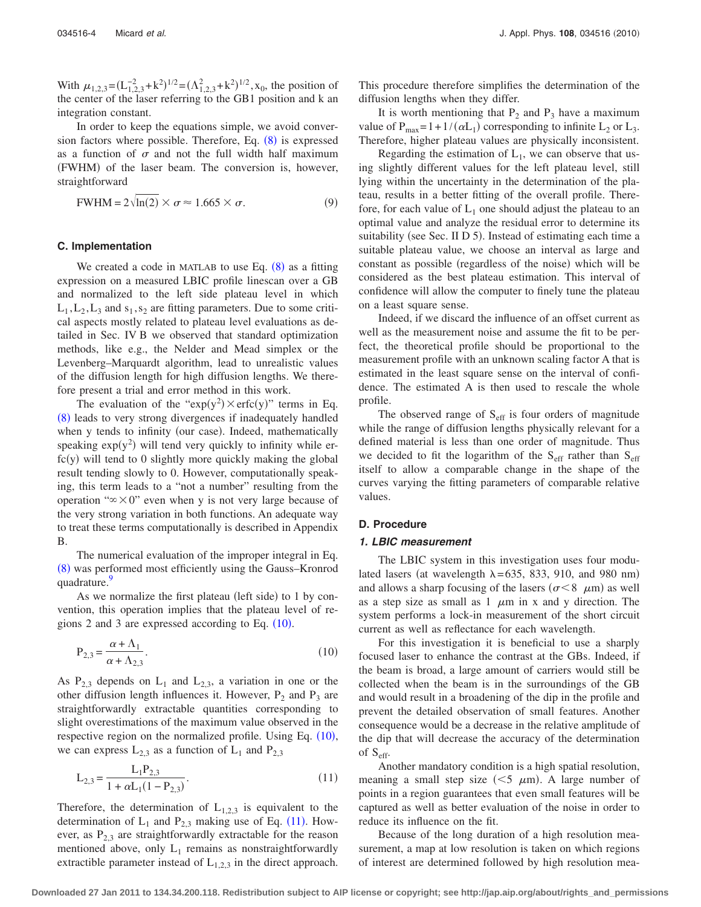With $\mu_{1,2,3}=(L_{1,2,3}^{-2}+k^2)^{1/2}=(\Lambda_{1,2,3}^2+k^2)^{1/2}$, $x_0$, the position of the center of the laser referring to the GB1 position and k an integration constant.

In order to keep the equations simple, we avoid conversion factors where possible. Therefore, Eq. (8) is expressed as a function of $\sigma$ and not the full width half maximum (FWHM) of the laser beam. The conversion is, however, straightforward

$$\mathrm{FWHM} = 2\sqrt{\ln(2)} \times \sigma \approx 1.665 \times \sigma. \tag{9}$$

### C. Implementation

We created a code in MATLAB to use Eq. (8) as a fitting expression on a measured LBIC profile linescan over a GB and normalized to the left side plateau level in which $L_1, L_2, L_3$ and $s_1, s_2$ are fitting parameters. Due to some critical aspects mostly related to plateau level evaluations as detailed in Sec. IV B we observed that standard optimization methods, like e.g., the Nelder and Mead simplex or the Levenberg–Marquardt algorithm, lead to unrealistic values of the diffusion length for high diffusion lengths. We therefore present a trial and error method in this work.

The evaluation of the "$\exp(y^2)\times\mathrm{erfc}(y)$" terms in Eq. (8) leads to very strong divergences if inadequately handled when y tends to infinity (our case). Indeed, mathematically speaking $\exp(y^2)$ will tend very quickly to infinity while erfc(y) will tend to 0 slightly more quickly making the global result tending slowly to 0. However, computationally speaking, this term leads to a "not a number" resulting from the operation "$\infty\times 0$" even when y is not very large because of the very strong variation in both functions. An adequate way to treat these terms computationally is described in Appendix B.

The numerical evaluation of the improper integral in Eq. (8) was performed most efficiently using the Gauss–Kronrod quadrature.[9]

As we normalize the first plateau (left side) to 1 by convention, this operation implies that the plateau level of regions 2 and 3 are expressed according to Eq. (10).

$$P_{2,3} = \frac{\alpha + \Lambda_1}{\alpha + \Lambda_{2,3}}. \tag{10}$$

As $P_{2,3}$ depends on $L_1$ and $L_{2,3}$, a variation in one or the other diffusion length influences it. However, $P_2$ and $P_3$ are straightforwardly extractable quantities corresponding to slight overestimations of the maximum value observed in the respective region on the normalized profile. Using Eq. (10), we can express $L_{2,3}$ as a function of $L_1$ and $P_{2,3}$

$$L_{2,3} = \frac{L_1 P_{2,3}}{1 + \alpha L_1 (1 - P_{2,3})}. \tag{11}$$

Therefore, the determination of $L_{1,2,3}$ is equivalent to the determination of $L_1$ and $P_{2,3}$ making use of Eq. (11). However, as $P_{2,3}$ are straightforwardly extractable for the reason mentioned above, only $L_1$ remains as nonstraightforwardly extractible parameter instead of $L_{1,2,3}$ in the direct approach. This procedure therefore simplifies the determination of the diffusion lengths when they differ.

It is worth mentioning that $P_2$ and $P_3$ have a maximum value of $P_{max}=1+1/(\alpha L_1)$ corresponding to infinite $L_2$ or $L_3$. Therefore, higher plateau values are physically inconsistent.

Regarding the estimation of $L_1$, we can observe that using slightly different values for the left plateau level, still lying within the uncertainty in the determination of the plateau, results in a better fitting of the overall profile. Therefore, for each value of $L_1$ one should adjust the plateau to an optimal value and analyze the residual error to determine its suitability (see Sec. II D 5). Instead of estimating each time a suitable plateau value, we choose an interval as large and constant as possible (regardless of the noise) which will be considered as the best plateau estimation. This interval of confidence will allow the computer to finely tune the plateau on a least square sense.

Indeed, if we discard the influence of an offset current as well as the measurement noise and assume the fit to be perfect, the theoretical profile should be proportional to the measurement profile with an unknown scaling factor A that is estimated in the least square sense on the interval of confidence. The estimated A is then used to rescale the whole profile.

The observed range of $S_{eff}$ is four orders of magnitude while the range of diffusion lengths physically relevant for a defined material is less than one order of magnitude. Thus we decided to fit the logarithm of the $S_{eff}$ rather than $S_{eff}$ itself to allow a comparable change in the shape of the curves varying the fitting parameters of comparable relative values.

### D. Procedure

#### *1. LBIC measurement*

The LBIC system in this investigation uses four modulated lasers (at wavelength $\lambda$=635, 833, 910, and 980 nm) and allows a sharp focusing of the lasers ($\sigma$<8 $\mu$m) as well as a step size as small as 1 $\mu$m in x and y direction. The system performs a lock-in measurement of the short circuit current as well as reflectance for each wavelength.

For this investigation it is beneficial to use a sharply focused laser to enhance the contrast at the GBs. Indeed, if the beam is broad, a large amount of carriers would still be collected when the beam is in the surroundings of the GB and would result in a broadening of the dip in the profile and prevent the detailed observation of small features. Another consequence would be a decrease in the relative amplitude of the dip that will decrease the accuracy of the determination of $S_{eff}$.

Another mandatory condition is a high spatial resolution, meaning a small step size (<5 $\mu$m). A large number of points in a region guarantees that even small features will be captured as well as better evaluation of the noise in order to reduce its influence on the fit.

Because of the long duration of a high resolution measurement, a map at low resolution is taken on which regions of interest are determined followed by high resolution mea-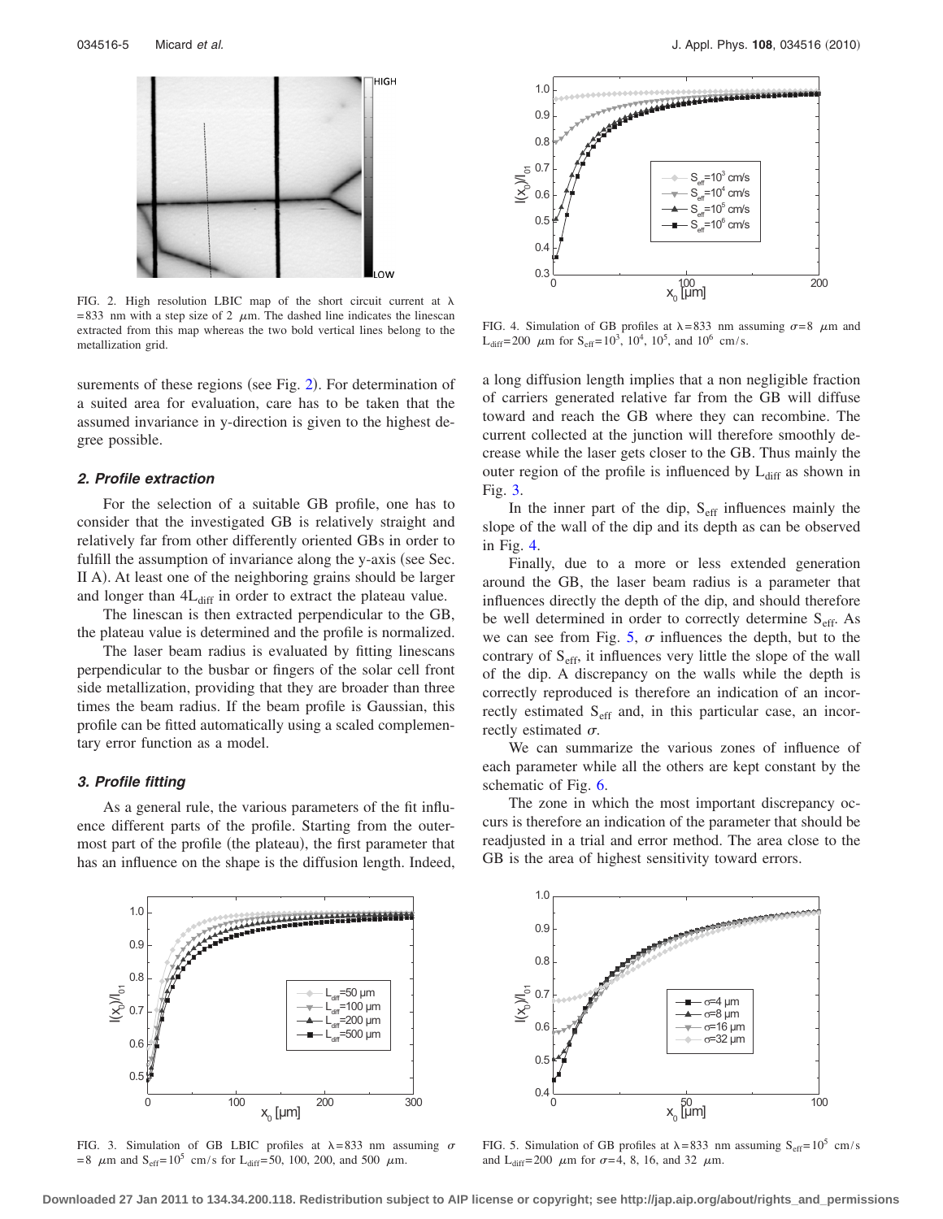FIG. 2. High resolution LBIC map of the short circuit current at $\lambda = 833$ nm with a step size of 2 $\mu$m. The dashed line indicates the linescan extracted from this map whereas the two bold vertical lines belong to the metallization grid.

surements of these regions (see Fig. 2). For determination of a suited area for evaluation, care has to be taken that the assumed invariance in y-direction is given to the highest degree possible.

#### *2. Profile extraction*

For the selection of a suitable GB profile, one has to consider that the investigated GB is relatively straight and relatively far from other differently oriented GBs in order to fulfill the assumption of invariance along the y-axis (see Sec. II A). At least one of the neighboring grains should be larger and longer than $4L_{diff}$ in order to extract the plateau value.

The linescan is then extracted perpendicular to the GB, the plateau value is determined and the profile is normalized.

The laser beam radius is evaluated by fitting linescans perpendicular to the busbar or fingers of the solar cell front side metallization, providing that they are broader than three times the beam radius. If the beam profile is Gaussian, this profile can be fitted automatically using a scaled complementary error function as a model.

#### *3. Profile fitting*

As a general rule, the various parameters of the fit influence different parts of the profile. Starting from the outermost part of the profile (the plateau), the first parameter that has an influence on the shape is the diffusion length. Indeed, a long diffusion length implies that a non negligible fraction of carriers generated relative far from the GB will diffuse toward and reach the GB where they can recombine. The current collected at the junction will therefore smoothly decrease while the laser gets closer to the GB. Thus mainly the outer region of the profile is influenced by $L_{diff}$ as shown in Fig. 3.

In the inner part of the dip, $S_{eff}$ influences mainly the slope of the wall of the dip and its depth as can be observed in Fig. 4.

Finally, due to a more or less extended generation around the GB, the laser beam radius is a parameter that influences directly the depth of the dip, and should therefore be well determined in order to correctly determine $S_{eff}$. As we can see from Fig. 5, $\sigma$ influences the depth, but to the contrary of $S_{eff}$, it influences very little the slope of the wall of the dip. A discrepancy on the walls while the depth is correctly reproduced is therefore an indication of an incorrectly estimated $S_{eff}$ and, in this particular case, an incorrectly estimated $\sigma$.

We can summarize the various zones of influence of each parameter while all the others are kept constant by the schematic of Fig. 6.

The zone in which the most important discrepancy occurs is therefore an indication of the parameter that should be readjusted in a trial and error method. The area close to the GB is the area of highest sensitivity toward errors.

FIG. 4. Simulation of GB profiles at $\lambda = 833$ nm assuming $\sigma = 8$ $\mu$m and $L_{diff} = 200$ $\mu$m for $S_{eff} = 10^3$, $10^4$, $10^5$, and $10^6$ cm/s.

FIG. 3. Simulation of GB LBIC profiles at $\lambda = 833$ nm assuming $\sigma = 8$ $\mu$m and $S_{eff} = 10^5$ cm/s for $L_{diff} = 50$, 100, 200, and 500 $\mu$m.

FIG. 5. Simulation of GB profiles at $\lambda = 833$ nm assuming $S_{eff} = 10^5$ cm/s and $L_{diff} = 200$ $\mu$m for $\sigma = 4$, 8, 16, and 32 $\mu$m.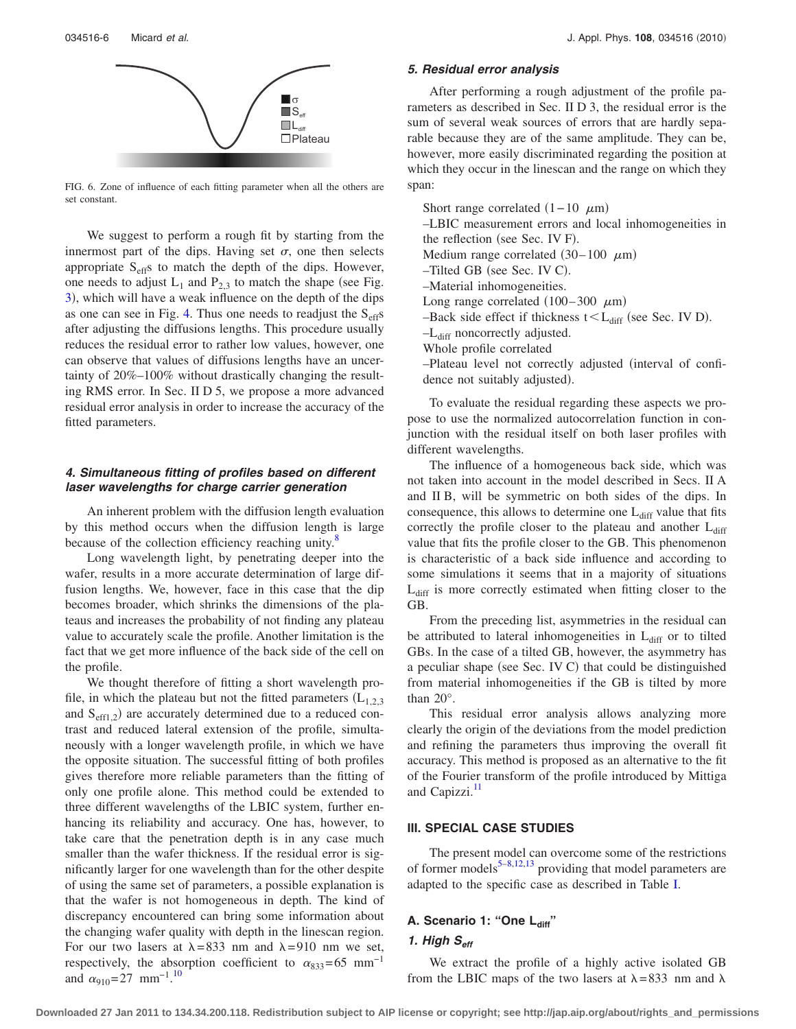FIG. 6. Zone of influence of each fitting parameter when all the others are set constant.

We suggest to perform a rough fit by starting from the innermost part of the dips. Having set $\sigma$, one then selects appropriate $S_{eff}$s to match the depth of the dips. However, one needs to adjust $L_1$ and $P_{2,3}$ to match the shape (see Fig. 3), which will have a weak influence on the depth of the dips as one can see in Fig. 4. Thus one needs to readjust the $S_{eff}$s after adjusting the diffusions lengths. This procedure usually reduces the residual error to rather low values, however, one can observe that values of diffusions lengths have an uncertainty of 20%–100% without drastically changing the resulting RMS error. In Sec. II D 5, we propose a more advanced residual error analysis in order to increase the accuracy of the fitted parameters.

#### *4. Simultaneous fitting of profiles based on different laser wavelengths for charge carrier generation*

An inherent problem with the diffusion length evaluation by this method occurs when the diffusion length is large because of the collection efficiency reaching unity.[8]

Long wavelength light, by penetrating deeper into the wafer, results in a more accurate determination of large diffusion lengths. We, however, face in this case that the dip becomes broader, which shrinks the dimensions of the plateaus and increases the probability of not finding any plateau value to accurately scale the profile. Another limitation is the fact that we get more influence of the back side of the cell on the profile.

We thought therefore of fitting a short wavelength profile, in which the plateau but not the fitted parameters ($L_{1,2,3}$ and $S_{eff1,2}$) are accurately determined due to a reduced contrast and reduced lateral extension of the profile, simultaneously with a longer wavelength profile, in which we have the opposite situation. The successful fitting of both profiles gives therefore more reliable parameters than the fitting of only one profile alone. This method could be extended to three different wavelengths of the LBIC system, further enhancing its reliability and accuracy. One has, however, to take care that the penetration depth is in any case much smaller than the wafer thickness. If the residual error is significantly larger for one wavelength than for the other despite of using the same set of parameters, a possible explanation is that the wafer is not homogeneous in depth. The kind of discrepancy encountered can bring some information about the changing wafer quality with depth in the linescan region. For our two lasers at $\lambda = 833$ nm and $\lambda = 910$ nm we set, respectively, the absorption coefficient to $\alpha_{833} = 65\ \text{mm}^{-1}$ and $\alpha_{910} = 27\ \text{mm}^{-1}$.[10]

#### *5. Residual error analysis*

After performing a rough adjustment of the profile parameters as described in Sec. II D 3, the residual error is the sum of several weak sources of errors that are hardly separable because they are of the same amplitude. They can be, however, more easily discriminated regarding the position at which they occur in the linescan and the range on which they span:

Short range correlated (1–10 $\mu$m)
–LBIC measurement errors and local inhomogeneities in the reflection (see Sec. IV F).
Medium range correlated (30–100 $\mu$m)
–Tilted GB (see Sec. IV C).
–Material inhomogeneities.
Long range correlated (100–300 $\mu$m)
–Back side effect if thickness $t < L_{diff}$ (see Sec. IV D).
–$L_{diff}$ noncorrectly adjusted.
Whole profile correlated
–Plateau level not correctly adjusted (interval of confidence not suitably adjusted).

To evaluate the residual regarding these aspects we propose to use the normalized autocorrelation function in conjunction with the residual itself on both laser profiles with different wavelengths.

The influence of a homogeneous back side, which was not taken into account in the model described in Secs. II A and II B, will be symmetric on both sides of the dips. In consequence, this allows to determine one $L_{diff}$ value that fits correctly the profile closer to the plateau and another $L_{diff}$ value that fits the profile closer to the GB. This phenomenon is characteristic of a back side influence and according to some simulations it seems that in a majority of situations $L_{diff}$ is more correctly estimated when fitting closer to the GB.

From the preceding list, asymmetries in the residual can be attributed to lateral inhomogeneities in $L_{diff}$ or to tilted GBs. In the case of a tilted GB, however, the asymmetry has a peculiar shape (see Sec. IV C) that could be distinguished from material inhomogeneities if the GB is tilted by more than 20°.

This residual error analysis allows analyzing more clearly the origin of the deviations from the model prediction and refining the parameters thus improving the overall fit accuracy. This method is proposed as an alternative to the fit of the Fourier transform of the profile introduced by Mittiga and Capizzi.[11]

## III. SPECIAL CASE STUDIES

The present model can overcome some of the restrictions of former models[5–8,12,13] providing that model parameters are adapted to the specific case as described in Table I.

### A. Scenario 1: "One $L_{diff}$"

#### *1. High $S_{eff}$*

We extract the profile of a highly active isolated GB from the LBIC maps of the two lasers at $\lambda = 833$ nm and $\lambda$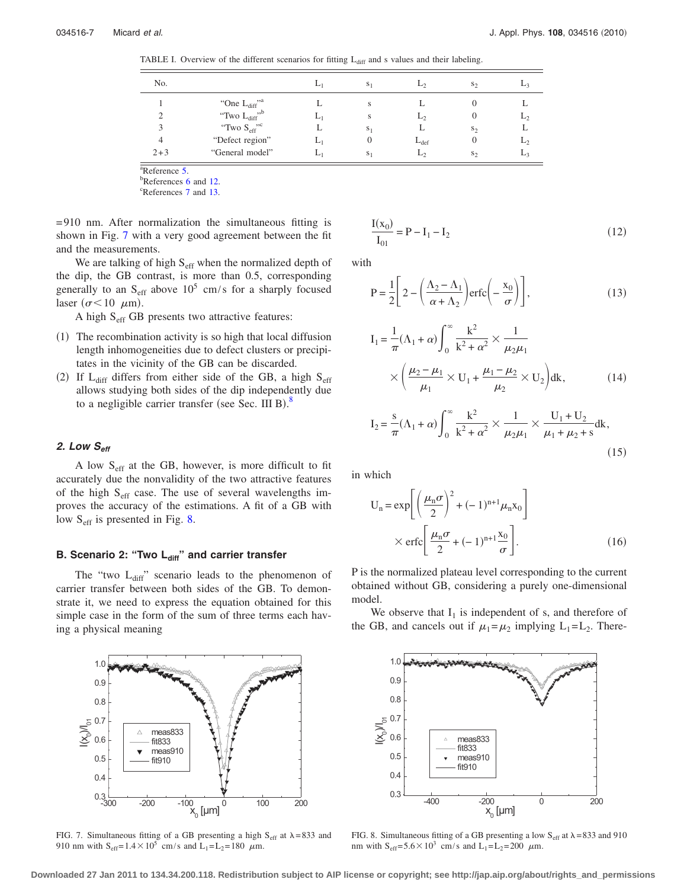TABLE I. Overview of the different scenarios for fitting $L_{diff}$ and s values and their labeling.

| No. | | $L_1$ | $s_1$ | $L_2$ | $s_2$ | $L_3$ |
|---|---|---|---|---|---|---|
| 1 | "One $L_{diff}$"[a] | L | s | L | 0 | L |
| 2 | "Two $L_{diff}$"[b] | $L_1$ | s | $L_2$ | 0 | $L_2$ |
| 3 | "Two $S_{eff}$"[c] | L | $s_1$ | L | $s_2$ | L |
| 4 | "Defect region" | $L_1$ | 0 | $L_{def}$ | 0 | $L_2$ |
| 2+3 | "General model" | $L_1$ | $s_1$ | $L_2$ | $s_2$ | $L_3$ |

[a]Reference 5.
[b]References 6 and 12.
[c]References 7 and 13.

=910 nm. After normalization the simultaneous fitting is shown in Fig. 7 with a very good agreement between the fit and the measurements.

We are talking of high $S_{eff}$ when the normalized depth of the dip, the GB contrast, is more than 0.5, corresponding generally to an $S_{eff}$ above $10^5$ cm/s for a sharply focused laser ($\sigma < 10$ $\mu$m).

A high $S_{eff}$ GB presents two attractive features:

(1) The recombination activity is so high that local diffusion length inhomogeneities due to defect clusters or precipitates in the vicinity of the GB can be discarded.

(2) If $L_{diff}$ differs from either side of the GB, a high $S_{eff}$ allows studying both sides of the dip independently due to a negligible carrier transfer (see Sec. III B).[8]

#### *2. Low $S_{eff}$*

A low $S_{eff}$ at the GB, however, is more difficult to fit accurately due the nonvalidity of the two attractive features of the high $S_{eff}$ case. The use of several wavelengths improves the accuracy of the estimations. A fit of a GB with low $S_{eff}$ is presented in Fig. 8.

### B. Scenario 2: "Two $L_{diff}$" and carrier transfer

The "two $L_{diff}$" scenario leads to the phenomenon of carrier transfer between both sides of the GB. To demonstrate it, we need to express the equation obtained for this simple case in the form of the sum of three terms each having a physical meaning

$$\frac{I(x_0)}{I_{01}} = P - I_1 - I_2 \tag{12}$$

with

$$P = \frac{1}{2}\left[2 - \left(\frac{\Lambda_2 - \Lambda_1}{\alpha + \Lambda_2}\right)\text{erfc}\left(-\frac{x_0}{\sigma}\right)\right], \tag{13}$$

$$I_1 = \frac{1}{\pi}(\Lambda_1 + \alpha)\int_0^\infty \frac{k^2}{k^2+\alpha^2} \times \frac{1}{\mu_2\mu_1} \times \left(\frac{\mu_2 - \mu_1}{\mu_1} \times U_1 + \frac{\mu_1 - \mu_2}{\mu_2} \times U_2\right)dk, \tag{14}$$

$$I_2 = \frac{s}{\pi}(\Lambda_1 + \alpha)\int_0^\infty \frac{k^2}{k^2+\alpha^2} \times \frac{1}{\mu_2\mu_1} \times \frac{U_1 + U_2}{\mu_1 + \mu_2 + s}dk, \tag{15}$$

in which

$$U_n = \exp\left[\left(\frac{\mu_n\sigma}{2}\right)^2 + (-1)^{n+1}\mu_n x_0\right] \times \text{erfc}\left[\frac{\mu_n\sigma}{2} + (-1)^{n+1}\frac{x_0}{\sigma}\right]. \tag{16}$$

P is the normalized plateau level corresponding to the current obtained without GB, considering a purely one-dimensional model.

We observe that $I_1$ is independent of s, and therefore of the GB, and cancels out if $\mu_1 = \mu_2$ implying $L_1 = L_2$. There-

FIG. 7. Simultaneous fitting of a GB presenting a high $S_{eff}$ at $\lambda = 833$ and 910 nm with $S_{eff} = 1.4 \times 10^5$ cm/s and $L_1 = L_2 = 180$ $\mu$m.

FIG. 8. Simultaneous fitting of a GB presenting a low $S_{eff}$ at $\lambda = 833$ and 910 nm with $S_{eff} = 5.6 \times 10^3$ cm/s and $L_1 = L_2 = 200$ $\mu$m.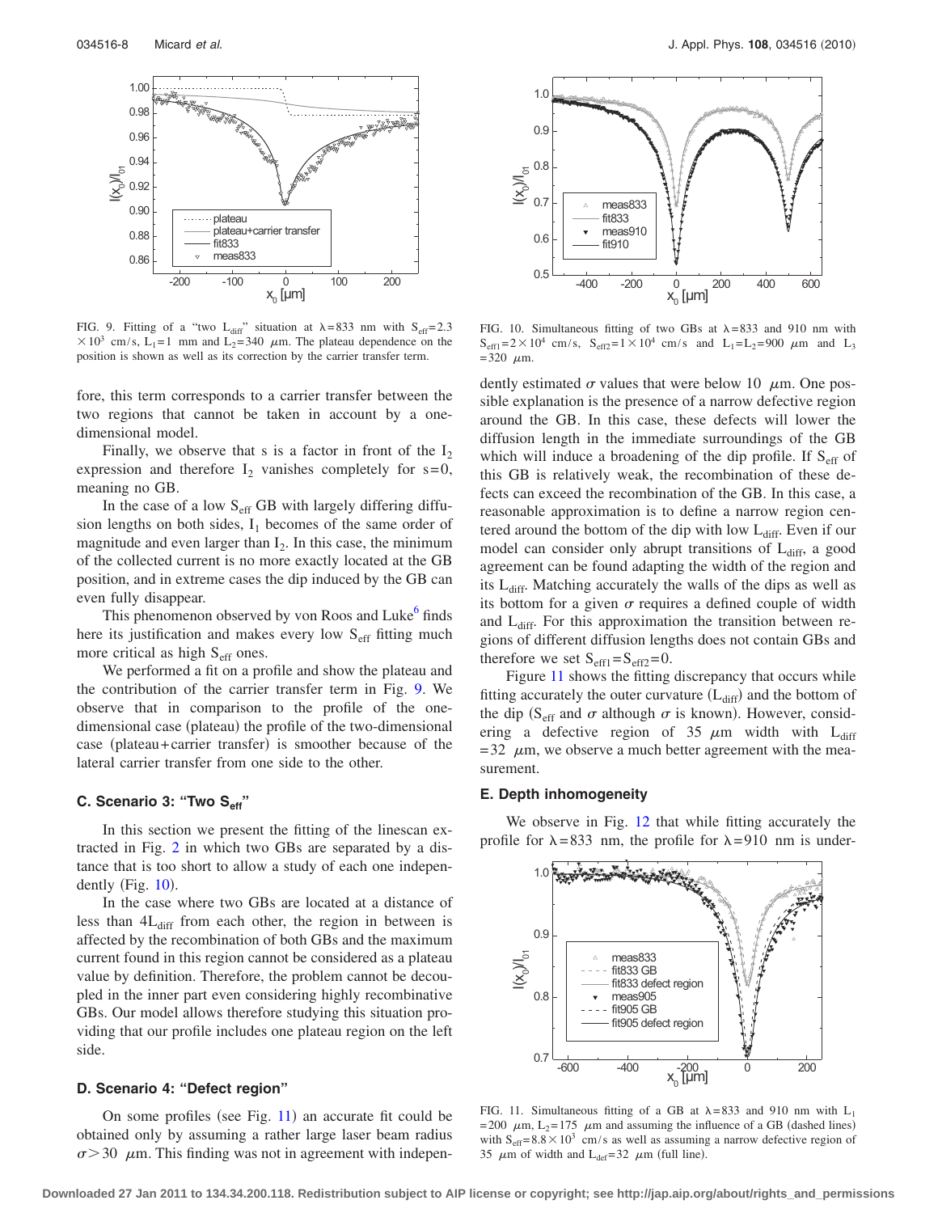fore, this term corresponds to a carrier transfer between the two regions that cannot be taken in account by a one-dimensional model.

Finally, we observe that s is a factor in front of the $I_2$ expression and therefore $I_2$ vanishes completely for $s=0$, meaning no GB.

In the case of a low $S_{eff}$ GB with largely differing diffusion lengths on both sides, $I_1$ becomes of the same order of magnitude and even larger than $I_2$. In this case, the minimum of the collected current is no more exactly located at the GB position, and in extreme cases the dip induced by the GB can even fully disappear.

This phenomenon observed by von Roos and Luke[6] finds here its justification and makes every low $S_{eff}$ fitting much more critical as high $S_{eff}$ ones.

We performed a fit on a profile and show the plateau and the contribution of the carrier transfer term in Fig. 9. We observe that in comparison to the profile of the one-dimensional case (plateau) the profile of the two-dimensional case (plateau+carrier transfer) is smoother because of the lateral carrier transfer from one side to the other.

FIG. 9. Fitting of a "two $L_{diff}$" situation at $\lambda=833$ nm with $S_{eff}=2.3\times10^3$ cm/s, $L_1=1$ mm and $L_2=340$ $\mu$m. The plateau dependence on the position is shown as well as its correction by the carrier transfer term.

### C. Scenario 3: "Two $S_{eff}$"

In this section we present the fitting of the linescan extracted in Fig. 2 in which two GBs are separated by a distance that is too short to allow a study of each one independently (Fig. 10).

In the case where two GBs are located at a distance of less than $4L_{diff}$ from each other, the region in between is affected by the recombination of both GBs and the maximum current found in this region cannot be considered as a plateau value by definition. Therefore, the problem cannot be decoupled in the inner part even considering highly recombinative GBs. Our model allows therefore studying this situation providing that our profile includes one plateau region on the left side.

FIG. 10. Simultaneous fitting of two GBs at $\lambda=833$ and 910 nm with $S_{eff1}=2\times10^4$ cm/s, $S_{eff2}=1\times10^4$ cm/s and $L_1=L_2=900$ $\mu$m and $L_3=320$ $\mu$m.

### D. Scenario 4: "Defect region"

On some profiles (see Fig. 11) an accurate fit could be obtained only by assuming a rather large laser beam radius $\sigma>30$ $\mu$m. This finding was not in agreement with independently estimated $\sigma$ values that were below 10 $\mu$m. One possible explanation is the presence of a narrow defective region around the GB. In this case, these defects will lower the diffusion length in the immediate surroundings of the GB which will induce a broadening of the dip profile. If $S_{eff}$ of this GB is relatively weak, the recombination of these defects can exceed the recombination of the GB. In this case, a reasonable approximation is to define a narrow region centered around the bottom of the dip with low $L_{diff}$. Even if our model can consider only abrupt transitions of $L_{diff}$, a good agreement can be found adapting the width of the region and its $L_{diff}$. Matching accurately the walls of the dips as well as its bottom for a given $\sigma$ requires a defined couple of width and $L_{diff}$. For this approximation the transition between regions of different diffusion lengths does not contain GBs and therefore we set $S_{eff1}=S_{eff2}=0$.

Figure 11 shows the fitting discrepancy that occurs while fitting accurately the outer curvature ($L_{diff}$) and the bottom of the dip ($S_{eff}$ and $\sigma$ although $\sigma$ is known). However, considering a defective region of 35 $\mu$m width with $L_{diff}=32$ $\mu$m, we observe a much better agreement with the measurement.

### E. Depth inhomogeneity

We observe in Fig. 12 that while fitting accurately the profile for $\lambda=833$ nm, the profile for $\lambda=910$ nm is under-

FIG. 11. Simultaneous fitting of a GB at $\lambda=833$ and 910 nm with $L_1=200$ $\mu$m, $L_2=175$ $\mu$m and assuming the influence of a GB (dashed lines) with $S_{eff}=8.8\times10^3$ cm/s as well as assuming a narrow defective region of 35 $\mu$m of width and $L_{def}=32$ $\mu$m (full line).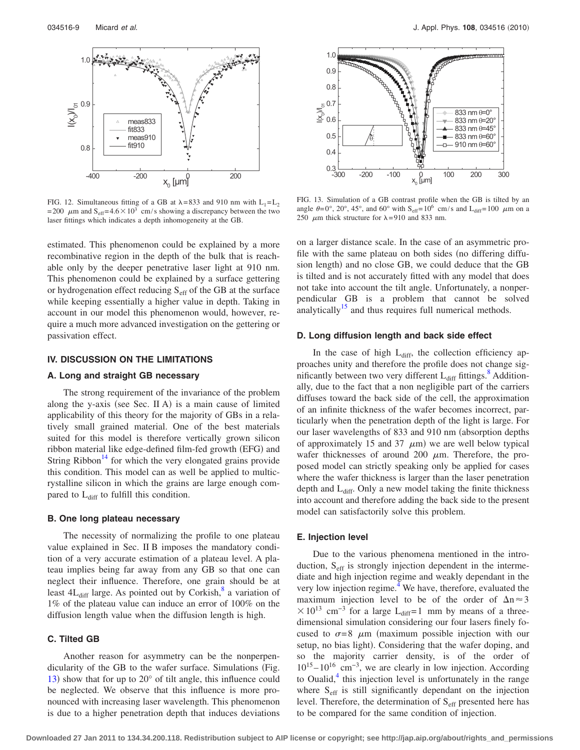FIG. 12. Simultaneous fitting of a GB at $\lambda=833$ and 910 nm with $L_1=L_2=200$ $\mu$m and $S_{eff}=4.6\times10^3$ cm/s showing a discrepancy between the two laser fittings which indicates a depth inhomogeneity at the GB.

FIG. 13. Simulation of a GB contrast profile when the GB is tilted by an angle $\theta=0°$, 20°, 45°, and 60° with $S_{eff}=10^6$ cm/s and $L_{diff}=100$ $\mu$m on a 250 $\mu$m thick structure for $\lambda=910$ and 833 nm.

estimated. This phenomenon could be explained by a more recombinative region in the depth of the bulk that is reachable only by the deeper penetrative laser light at 910 nm. This phenomenon could be explained by a surface gettering or hydrogenation effect reducing $S_{eff}$ of the GB at the surface while keeping essentially a higher value in depth. Taking in account in our model this phenomenon would, however, require a much more advanced investigation on the gettering or passivation effect.

## IV. DISCUSSION ON THE LIMITATIONS

### A. Long and straight GB necessary

The strong requirement of the invariance of the problem along the y-axis (see Sec. II A) is a main cause of limited applicability of this theory for the majority of GBs in a relatively small grained material. One of the best materials suited for this model is therefore vertically grown silicon ribbon material like edge-defined film-fed growth (EFG) and String Ribbon[14] for which the very elongated grains provide this condition. This model can as well be applied to multicrystalline silicon in which the grains are large enough compared to $L_{diff}$ to fulfill this condition.

### B. One long plateau necessary

The necessity of normalizing the profile to one plateau value explained in Sec. II B imposes the mandatory condition of a very accurate estimation of a plateau level. A plateau implies being far away from any GB so that one can neglect their influence. Therefore, one grain should be at least $4L_{diff}$ large. As pointed out by Corkish,[8] a variation of 1% of the plateau value can induce an error of 100% on the diffusion length value when the diffusion length is high.

### C. Tilted GB

Another reason for asymmetry can be the nonperpendicularity of the GB to the wafer surface. Simulations (Fig. 13) show that for up to 20° of tilt angle, this influence could be neglected. We observe that this influence is more pronounced with increasing laser wavelength. This phenomenon is due to a higher penetration depth that induces deviations on a larger distance scale. In the case of an asymmetric profile with the same plateau on both sides (no differing diffusion length) and no close GB, we could deduce that the GB is tilted and is not accurately fitted with any model that does not take into account the tilt angle. Unfortunately, a nonperpendicular GB is a problem that cannot be solved analytically[15] and thus requires full numerical methods.

### D. Long diffusion length and back side effect

In the case of high $L_{diff}$, the collection efficiency approaches unity and therefore the profile does not change significantly between two very different $L_{diff}$ fittings.[8] Additionally, due to the fact that a non negligible part of the carriers diffuses toward the back side of the cell, the approximation of an infinite thickness of the wafer becomes incorrect, particularly when the penetration depth of the light is large. For our laser wavelengths of 833 and 910 nm (absorption depths of approximately 15 and 37 $\mu$m) we are well below typical wafer thicknesses of around 200 $\mu$m. Therefore, the proposed model can strictly speaking only be applied for cases where the wafer thickness is larger than the laser penetration depth and $L_{diff}$. Only a new model taking the finite thickness into account and therefore adding the back side to the present model can satisfactorily solve this problem.

### E. Injection level

Due to the various phenomena mentioned in the introduction, $S_{eff}$ is strongly injection dependent in the intermediate and high injection regime and weakly dependant in the very low injection regime.[4] We have, therefore, evaluated the maximum injection level to be of the order of $\Delta n\approx3\times10^{13}$ cm$^{-3}$ for a large $L_{diff}=1$ mm by means of a three-dimensional simulation considering our four lasers finely focused to $\sigma=8$ $\mu$m (maximum possible injection with our setup, no bias light). Considering that the wafer doping, and so the majority carrier density, is of the order of $10^{15}-10^{16}$ cm$^{-3}$, we are clearly in low injection. According to Oualid,[4] this injection level is unfortunately in the range where $S_{eff}$ is still significantly dependant on the injection level. Therefore, the determination of $S_{eff}$ presented here has to be compared for the same condition of injection.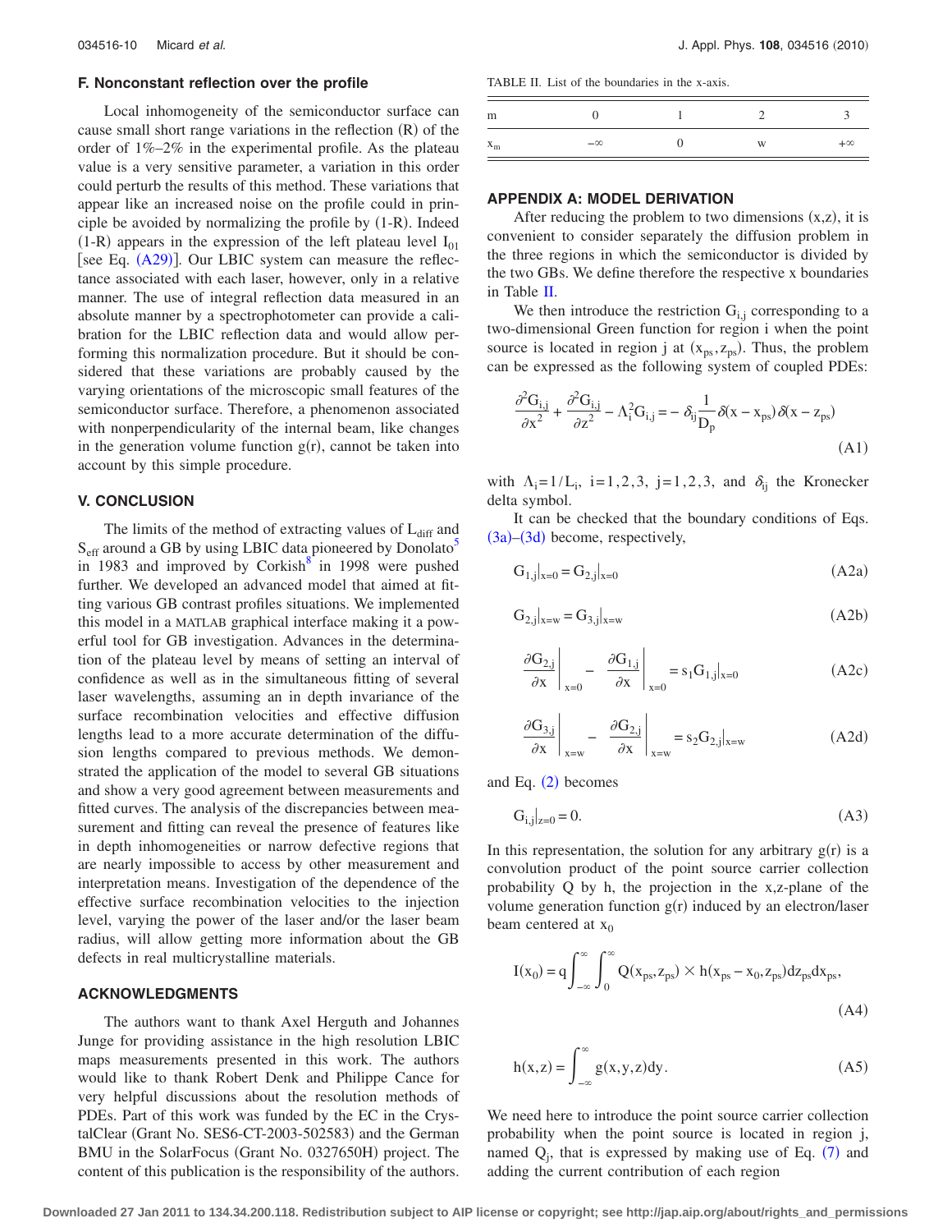### F. Nonconstant reflection over the profile

Local inhomogeneity of the semiconductor surface can cause small short range variations in the reflection (R) of the order of 1%–2% in the experimental profile. As the plateau value is a very sensitive parameter, a variation in this order could perturb the results of this method. These variations that appear like an increased noise on the profile could in principle be avoided by normalizing the profile by (1-R). Indeed (1-R) appears in the expression of the left plateau level $I_{01}$ [see Eq. (A29)]. Our LBIC system can measure the reflectance associated with each laser, however, only in a relative manner. The use of integral reflection data measured in an absolute manner by a spectrophotometer can provide a calibration for the LBIC reflection data and would allow performing this normalization procedure. But it should be considered that these variations are probably caused by the varying orientations of the microscopic small features of the semiconductor surface. Therefore, a phenomenon associated with nonperpendicularity of the internal beam, like changes in the generation volume function g(r), cannot be taken into account by this simple procedure.

## V. CONCLUSION

The limits of the method of extracting values of $L_{diff}$ and $S_{eff}$ around a GB by using LBIC data pioneered by Donolato[5] in 1983 and improved by Corkish[8] in 1998 were pushed further. We developed an advanced model that aimed at fitting various GB contrast profiles situations. We implemented this model in a MATLAB graphical interface making it a powerful tool for GB investigation. Advances in the determination of the plateau level by means of setting an interval of confidence as well as in the simultaneous fitting of several laser wavelengths, assuming an in depth invariance of the surface recombination velocities and effective diffusion lengths lead to a more accurate determination of the diffusion lengths compared to previous methods. We demonstrated the application of the model to several GB situations and show a very good agreement between measurements and fitted curves. The analysis of the discrepancies between measurement and fitting can reveal the presence of features like in depth inhomogeneities or narrow defective regions that are nearly impossible to access by other measurement and interpretation means. Investigation of the dependence of the effective surface recombination velocities to the injection level, varying the power of the laser and/or the laser beam radius, will allow getting more information about the GB defects in real multicrystalline materials.

## ACKNOWLEDGMENTS

The authors want to thank Axel Herguth and Johannes Junge for providing assistance in the high resolution LBIC maps measurements presented in this work. The authors would like to thank Robert Denk and Philippe Cance for very helpful discussions about the resolution methods of PDEs. Part of this work was funded by the EC in the CrystalClear (Grant No. SES6-CT-2003-502583) and the German BMU in the SolarFocus (Grant No. 0327650H) project. The content of this publication is the responsibility of the authors.

TABLE II. List of the boundaries in the x-axis.

| m | 0 | 1 | 2 | 3 |
|---|---|---|---|---|
| $x_m$ | $-\infty$ | 0 | w | $+\infty$ |

## APPENDIX A: MODEL DERIVATION

After reducing the problem to two dimensions (x,z), it is convenient to consider separately the diffusion problem in the three regions in which the semiconductor is divided by the two GBs. We define therefore the respective x boundaries in Table II.

We then introduce the restriction $G_{i,j}$ corresponding to a two-dimensional Green function for region i when the point source is located in region j at $(x_{ps}, z_{ps})$. Thus, the problem can be expressed as the following system of coupled PDEs:

$$\frac{\partial^2 G_{i,j}}{\partial x^2} + \frac{\partial^2 G_{i,j}}{\partial z^2} - \Lambda_i^2 G_{i,j} = -\delta_{ij}\frac{1}{D_p}\delta(x - x_{ps})\delta(x - z_{ps}) \tag{A1}$$

with $\Lambda_i = 1/L_i$, $i=1,2,3$, $j=1,2,3$, and $\delta_{ij}$ the Kronecker delta symbol.

It can be checked that the boundary conditions of Eqs. (3a)–(3d) become, respectively,

$$G_{1,j}|_{x=0} = G_{2,j}|_{x=0} \tag{A2a}$$

$$G_{2,j}|_{x=w} = G_{3,j}|_{x=w} \tag{A2b}$$

$$\left.\frac{\partial G_{2,j}}{\partial x}\right|_{x=0} - \left.\frac{\partial G_{1,j}}{\partial x}\right|_{x=0} = s_1 G_{1,j}|_{x=0} \tag{A2c}$$

$$\left.\frac{\partial G_{3,j}}{\partial x}\right|_{x=w} - \left.\frac{\partial G_{2,j}}{\partial x}\right|_{x=w} = s_2 G_{2,j}|_{x=w} \tag{A2d}$$

and Eq. (2) becomes

$$G_{i,j}|_{z=0} = 0. \tag{A3}$$

In this representation, the solution for any arbitrary g(r) is a convolution product of the point source carrier collection probability Q by h, the projection in the x,z-plane of the volume generation function g(r) induced by an electron/laser beam centered at $x_0$

$$I(x_0) = q\int_{-\infty}^{\infty}\int_{0}^{\infty} Q(x_{ps}, z_{ps}) \times h(x_{ps} - x_0, z_{ps})dz_{ps}dx_{ps}, \tag{A4}$$

$$h(x,z) = \int_{-\infty}^{\infty} g(x,y,z)dy. \tag{A5}$$

We need here to introduce the point source carrier collection probability when the point source is located in region j, named $Q_j$, that is expressed by making use of Eq. (7) and adding the current contribution of each region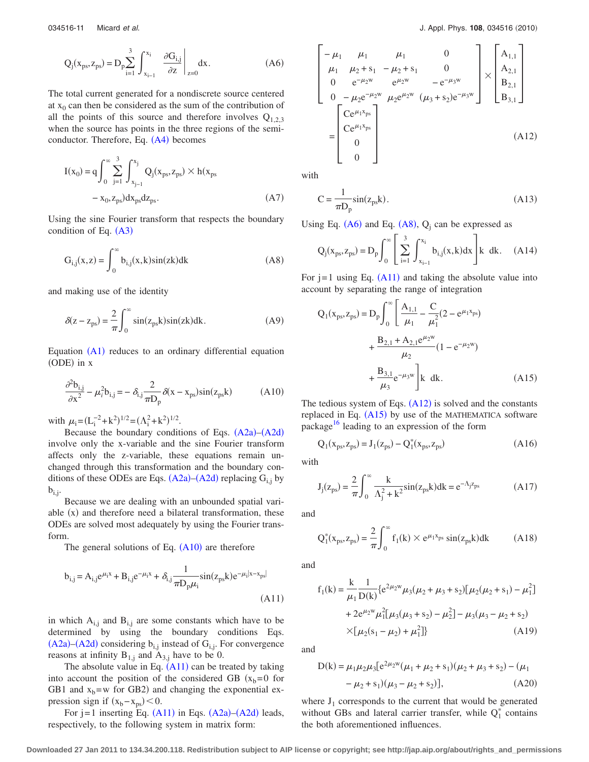$$Q_j(x_{ps}, z_{ps}) = D_p \sum_{i=1}^{3} \int_{x_{i-1}}^{x_i} \left. \frac{\partial G_{i,j}}{\partial z} \right|_{z=0} dx. \tag{A6}$$

The total current generated for a nondiscrete source centered at $x_0$ can then be considered as the sum of the contribution of all the points of this source and therefore involves $Q_{1,2,3}$ when the source has points in the three regions of the semiconductor. Therefore, Eq. (A4) becomes

$$I(x_0) = q \int_0^{\infty} \sum_{j=1}^{3} \int_{x_{j-1}}^{x_j} Q_j(x_{ps}, z_{ps}) \times h(x_{ps} - x_0, z_{ps}) dx_{ps} dz_{ps}. \tag{A7}$$

Using the sine Fourier transform that respects the boundary condition of Eq. (A3)

$$G_{i,j}(x,z) = \int_0^{\infty} b_{i,j}(x,k) \sin(zk) dk \tag{A8}$$

and making use of the identity

$$\delta(z - z_{ps}) = \frac{2}{\pi} \int_0^{\infty} \sin(z_{ps}k) \sin(zk) dk. \tag{A9}$$

Equation (A1) reduces to an ordinary differential equation (ODE) in x

$$\frac{\partial^2 b_{i,j}}{\partial x^2} - \mu_i^2 b_{i,j} = -\delta_{i,j} \frac{2}{\pi D_p} \delta(x - x_{ps}) \sin(z_{ps}k) \tag{A10}$$

with $\mu_i = (L_i^{-2} + k^2)^{1/2} = (\Lambda_i^2 + k^2)^{1/2}$.

Because the boundary conditions of Eqs. (A2a)–(A2d) involve only the x-variable and the sine Fourier transform affects only the z-variable, these equations remain unchanged through this transformation and the boundary conditions of these ODEs are Eqs. (A2a)–(A2d) replacing $G_{i,j}$ by $b_{i,j}$.

Because we are dealing with an unbounded spatial variable (x) and therefore need a bilateral transformation, these ODEs are solved most adequately by using the Fourier transform.

The general solutions of Eq. (A10) are therefore

$$b_{i,j} = A_{i,j} e^{\mu_i x} + B_{i,j} e^{-\mu_i x} + \delta_{i,j} \frac{1}{\pi D_p \mu_i} \sin(z_{ps}k) e^{-\mu_i |x - x_{ps}|} \tag{A11}$$

in which $A_{i,j}$ and $B_{i,j}$ are some constants which have to be determined by using the boundary conditions Eqs. (A2a)–(A2d) considering $b_{i,j}$ instead of $G_{i,j}$. For convergence reasons at infinity $B_{1,j}$ and $A_{3,j}$ have to be 0.

The absolute value in Eq. (A11) can be treated by taking into account the position of the considered GB ($x_b = 0$ for GB1 and $x_b = w$ for GB2) and changing the exponential expression sign if $(x_b - x_{ps}) < 0$.

For $j = 1$ inserting Eq. (A11) in Eqs. (A2a)–(A2d) leads, respectively, to the following system in matrix form:

$$\begin{bmatrix} -\mu_1 & \mu_1 & \mu_1 & 0 \\ \mu_1 & \mu_2 + s_1 & -\mu_2 + s_1 & 0 \\ 0 & e^{-\mu_2 w} & e^{\mu_2 w} & -e^{-\mu_3 w} \\ 0 & -\mu_2 e^{-\mu_2 w} & \mu_2 e^{\mu_2 w} & (\mu_3 + s_2) e^{-\mu_3 w} \end{bmatrix} \times \begin{bmatrix} A_{1,1} \\ A_{2,1} \\ B_{2,1} \\ B_{3,1} \end{bmatrix} = \begin{bmatrix} C e^{\mu_1 x_{ps}} \\ C e^{\mu_1 x_{ps}} \\ 0 \\ 0 \end{bmatrix} \tag{A12}$$

with

$$C = \frac{1}{\pi D_p} \sin(z_{ps}k). \tag{A13}$$

Using Eq. (A6) and Eq. (A8), $Q_j$ can be expressed as

$$Q_j(x_{ps}, z_{ps}) = D_p \int_0^{\infty} \left[ \sum_{i=1}^{3} \int_{x_{i-1}}^{x_i} b_{i,j}(x,k) dx \right] k \; dk. \tag{A14}$$

For $j = 1$ using Eq. (A11) and taking the absolute value into account by separating the range of integration

$$Q_1(x_{ps}, z_{ps}) = D_p \int_0^{\infty} \left[ \frac{A_{1,1}}{\mu_1} - \frac{C}{\mu_1^2}(2 - e^{\mu_1 x_{ps}}) + \frac{B_{2,1} + A_{2,1} e^{\mu_2 w}}{\mu_2}(1 - e^{-\mu_2 w}) + \frac{B_{3,1}}{\mu_3} e^{-\mu_3 w} \right] k \; dk. \tag{A15}$$

The tedious system of Eqs. (A12) is solved and the constants replaced in Eq. (A15) by use of the MATHEMATICA software package[16] leading to an expression of the form

$$Q_1(x_{ps}, z_{ps}) = J_1(z_{ps}) - Q_1^*(x_{ps}, z_{ps}) \tag{A16}$$

with

$$J_j(z_{ps}) = \frac{2}{\pi} \int_0^{\infty} \frac{k}{\Lambda_j^2 + k^2} \sin(z_{ps}k) dk = e^{-\Lambda_j z_{ps}} \tag{A17}$$

and

$$Q_1^*(x_{ps}, z_{ps}) = \frac{2}{\pi} \int_0^{\infty} f_1(k) \times e^{\mu_1 x_{ps}} \sin(z_{ps}k) dk \tag{A18}$$

and

$$f_1(k) = \frac{k}{\mu_1} \frac{1}{D(k)} \{ e^{2\mu_2 w} \mu_3(\mu_2 + \mu_3 + s_2)[\mu_2(\mu_2 + s_1) - \mu_1^2] + 2e^{\mu_2 w} \mu_1^2 [\mu_3(\mu_3 + s_2) - \mu_2^2] - \mu_3(\mu_3 - \mu_2 + s_2) \times [\mu_2(s_1 - \mu_2) + \mu_1^2] \} \tag{A19}$$

and

$$D(k) = \mu_1 \mu_2 \mu_3 [e^{2\mu_2 w}(\mu_1 + \mu_2 + s_1)(\mu_2 + \mu_3 + s_2) - (\mu_1 - \mu_2 + s_1)(\mu_3 - \mu_2 + s_2)], \tag{A20}$$

where $J_1$ corresponds to the current that would be generated without GBs and lateral carrier transfer, while $Q_1^*$ contains the both aforementioned influences.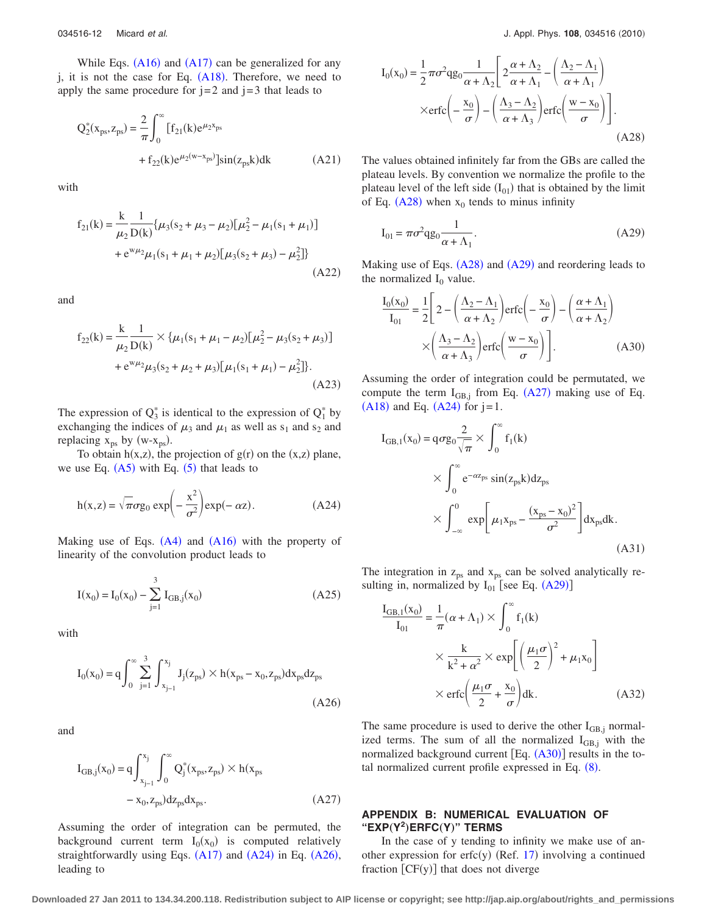While Eqs. (A16) and (A17) can be generalized for any j, it is not the case for Eq. (A18). Therefore, we need to apply the same procedure for j=2 and j=3 that leads to

$$Q_2^*(x_{ps},z_{ps}) = \frac{2}{\pi}\int_0^\infty [f_{21}(k)e^{\mu_2 x_{ps}} + f_{22}(k)e^{\mu_2(w-x_{ps})}]\sin(z_{ps}k)dk \tag{A21}$$

with

$$f_{21}(k) = \frac{k}{\mu_2}\frac{1}{D(k)}\{\mu_3(s_2+\mu_3-\mu_2)[\mu_2^2-\mu_1(s_1+\mu_1)] + e^{w\mu_2}\mu_1(s_1+\mu_1+\mu_2)[\mu_3(s_2+\mu_3)-\mu_2^2]\} \tag{A22}$$

and

$$f_{22}(k) = \frac{k}{\mu_2}\frac{1}{D(k)} \times \{\mu_1(s_1+\mu_1-\mu_2)[\mu_2^2-\mu_3(s_2+\mu_3)] + e^{w\mu_2}\mu_3(s_2+\mu_2+\mu_3)[\mu_1(s_1+\mu_1)-\mu_2^2]\}. \tag{A23}$$

The expression of $Q_3^*$ is identical to the expression of $Q_1^*$ by exchanging the indices of $\mu_3$ and $\mu_1$ as well as $s_1$ and $s_2$ and replacing $x_{ps}$ by $(w\text{-}x_{ps})$.

To obtain h(x,z), the projection of g(r) on the (x,z) plane, we use Eq. (A5) with Eq. (5) that leads to

$$h(x,z) = \sqrt{\pi}\sigma g_0 \exp\left(-\frac{x^2}{\sigma^2}\right)\exp(-\alpha z). \tag{A24}$$

Making use of Eqs. (A4) and (A16) with the property of linearity of the convolution product leads to

$$I(x_0) = I_0(x_0) - \sum_{j=1}^{3} I_{GB,j}(x_0) \tag{A25}$$

with

$$I_0(x_0) = q\int_0^\infty \sum_{j=1}^{3}\int_{x_{j-1}}^{x_j} J_j(z_{ps}) \times h(x_{ps}-x_0,z_{ps})dx_{ps}dz_{ps} \tag{A26}$$

and

$$I_{GB,j}(x_0) = q\int_{x_{j-1}}^{x_j}\int_0^\infty Q_j^*(x_{ps},z_{ps}) \times h(x_{ps}-x_0,z_{ps})dz_{ps}dx_{ps}. \tag{A27}$$

Assuming the order of integration can be permuted, the background current term $I_0(x_0)$ is computed relatively straightforwardly using Eqs. (A17) and (A24) in Eq. (A26), leading to

$$I_0(x_0) = \frac{1}{2}\pi\sigma^2 q g_0\frac{1}{\alpha+\Lambda_2}\left[2\frac{\alpha+\Lambda_2}{\alpha+\Lambda_1} - \left(\frac{\Lambda_2-\Lambda_1}{\alpha+\Lambda_1}\right)\times\text{erfc}\left(-\frac{x_0}{\sigma}\right) - \left(\frac{\Lambda_3-\Lambda_2}{\alpha+\Lambda_3}\right)\text{erfc}\left(\frac{w-x_0}{\sigma}\right)\right]. \tag{A28}$$

The values obtained infinitely far from the GBs are called the plateau levels. By convention we normalize the profile to the plateau level of the left side ($I_{01}$) that is obtained by the limit of Eq. (A28) when $x_0$ tends to minus infinity

$$I_{01} = \pi\sigma^2 q g_0\frac{1}{\alpha+\Lambda_1}. \tag{A29}$$

Making use of Eqs. (A28) and (A29) and reordering leads to the normalized $I_0$ value.

$$\frac{I_0(x_0)}{I_{01}} = \frac{1}{2}\left[2 - \left(\frac{\Lambda_2-\Lambda_1}{\alpha+\Lambda_2}\right)\text{erfc}\left(-\frac{x_0}{\sigma}\right) - \left(\frac{\alpha+\Lambda_1}{\alpha+\Lambda_2}\right)\times\left(\frac{\Lambda_3-\Lambda_2}{\alpha+\Lambda_3}\right)\text{erfc}\left(\frac{w-x_0}{\sigma}\right)\right]. \tag{A30}$$

Assuming the order of integration could be permutated, we compute the term $I_{GB,j}$ from Eq. (A27) making use of Eq. (A18) and Eq. (A24) for j=1.

$$I_{GB,1}(x_0) = q\sigma g_0\frac{2}{\sqrt{\pi}} \times \int_0^\infty f_1(k) \times \int_0^\infty e^{-\alpha z_{ps}}\sin(z_{ps}k)dz_{ps} \times \int_{-\infty}^{0}\exp\left[\mu_1 x_{ps} - \frac{(x_{ps}-x_0)^2}{\sigma^2}\right]dx_{ps}dk. \tag{A31}$$

The integration in $z_{ps}$ and $x_{ps}$ can be solved analytically resulting in, normalized by $I_{01}$ [see Eq. (A29)]

$$\frac{I_{GB,1}(x_0)}{I_{01}} = \frac{1}{\pi}(\alpha+\Lambda_1) \times \int_0^\infty f_1(k) \times \frac{k}{k^2+\alpha^2} \times \exp\left[\left(\frac{\mu_1\sigma}{2}\right)^2 + \mu_1 x_0\right] \times \text{erfc}\left(\frac{\mu_1\sigma}{2} + \frac{x_0}{\sigma}\right)dk. \tag{A32}$$

The same procedure is used to derive the other $I_{GB,j}$ normalized terms. The sum of all the normalized $I_{GB,j}$ with the normalized background current [Eq. (A30)] results in the total normalized current profile expressed in Eq. (8).

## APPENDIX B: NUMERICAL EVALUATION OF "EXP(Y²)ERFC(Y)" TERMS

In the case of y tending to infinity we make use of another expression for erfc(y) (Ref. 17) involving a continued fraction [CF(y)] that does not diverge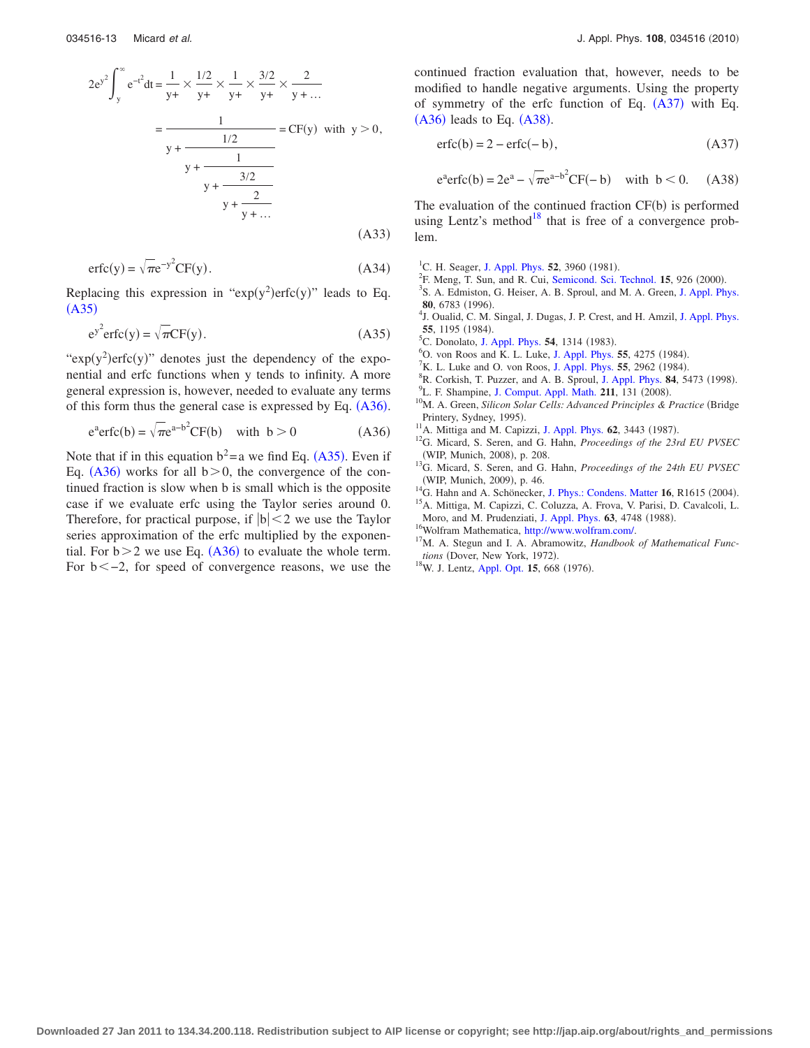$$2e^{y^2}\int_y^{\infty} e^{-t^2}dt = \frac{1}{y+} \times \frac{1/2}{y+} \times \frac{1}{y+} \times \frac{3/2}{y+} \times \frac{2}{y+\ldots}$$

$$= \cfrac{1}{y+\cfrac{1/2}{y+\cfrac{1}{y+\cfrac{3/2}{y+\cfrac{2}{y+\ldots}}}}} = \mathrm{CF}(y) \quad \text{with} \quad y>0, \tag{A33}$$

$$\mathrm{erfc}(y) = \sqrt{\pi}e^{-y^2}\mathrm{CF}(y). \tag{A34}$$

Replacing this expression in "$\exp(y^2)\mathrm{erfc}(y)$" leads to Eq. (A35)

$$e^{y^2}\mathrm{erfc}(y) = \sqrt{\pi}\mathrm{CF}(y). \tag{A35}$$

"$\exp(y^2)\mathrm{erfc}(y)$" denotes just the dependency of the exponential and erfc functions when y tends to infinity. A more general expression is, however, needed to evaluate any terms of this form thus the general case is expressed by Eq. (A36).

$$e^{a}\mathrm{erfc}(b) = \sqrt{\pi}e^{a-b^2}\mathrm{CF}(b) \quad \text{with} \quad b>0 \tag{A36}$$

Note that if in this equation $b^2 = a$ we find Eq. (A35). Even if Eq. (A36) works for all $b>0$, the convergence of the continued fraction is slow when b is small which is the opposite case if we evaluate erfc using the Taylor series around 0. Therefore, for practical purpose, if $|b|<2$ we use the Taylor series approximation of the erfc multiplied by the exponential. For $b>2$ we use Eq. (A36) to evaluate the whole term. For $b<-2$, for speed of convergence reasons, we use the continued fraction evaluation that, however, needs to be modified to handle negative arguments. Using the property of symmetry of the erfc function of Eq. (A37) with Eq. (A36) leads to Eq. (A38).

$$\mathrm{erfc}(b) = 2 - \mathrm{erfc}(-b), \tag{A37}$$

$$e^{a}\mathrm{erfc}(b) = 2e^{a} - \sqrt{\pi}e^{a-b^2}\mathrm{CF}(-b) \quad \text{with} \quad b<0. \tag{A38}$$

The evaluation of the continued fraction CF(b) is performed using Lentz's method[18] that is free of a convergence problem.

[1] C. H. Seager, J. Appl. Phys. **52**, 3960 (1981).
[2] F. Meng, T. Sun, and R. Cui, Semicond. Sci. Technol. **15**, 926 (2000).
[3] S. A. Edmiston, G. Heiser, A. B. Sproul, and M. A. Green, J. Appl. Phys. **80**, 6783 (1996).
[4] J. Oualid, C. M. Singal, J. Dugas, J. P. Crest, and H. Amzil, J. Appl. Phys. **55**, 1195 (1984).
[5] C. Donolato, J. Appl. Phys. **54**, 1314 (1983).
[6] O. von Roos and K. L. Luke, J. Appl. Phys. **55**, 4275 (1984).
[7] K. L. Luke and O. von Roos, J. Appl. Phys. **55**, 2962 (1984).
[8] R. Corkish, T. Puzzer, and A. B. Sproul, J. Appl. Phys. **84**, 5473 (1998).
[9] L. F. Shampine, J. Comput. Appl. Math. **211**, 131 (2008).
[10] M. A. Green, *Silicon Solar Cells: Advanced Principles & Practice* (Bridge Printery, Sydney, 1995).
[11] A. Mittiga and M. Capizzi, J. Appl. Phys. **62**, 3443 (1987).
[12] G. Micard, S. Seren, and G. Hahn, *Proceedings of the 23rd EU PVSEC* (WIP, Munich, 2008), p. 208.
[13] G. Micard, S. Seren, and G. Hahn, *Proceedings of the 24th EU PVSEC* (WIP, Munich, 2009), p. 46.
[14] G. Hahn and A. Schönecker, J. Phys.: Condens. Matter **16**, R1615 (2004).
[15] A. Mittiga, M. Capizzi, C. Coluzza, A. Frova, V. Parisi, D. Cavalcoli, L. Moro, and M. Prudenziati, J. Appl. Phys. **63**, 4748 (1988).
[16] Wolfram Mathematica, http://www.wolfram.com/.
[17] M. A. Stegun and I. A. Abramowitz, *Handbook of Mathematical Functions* (Dover, New York, 1972).
[18] W. J. Lentz, Appl. Opt. **15**, 668 (1976).